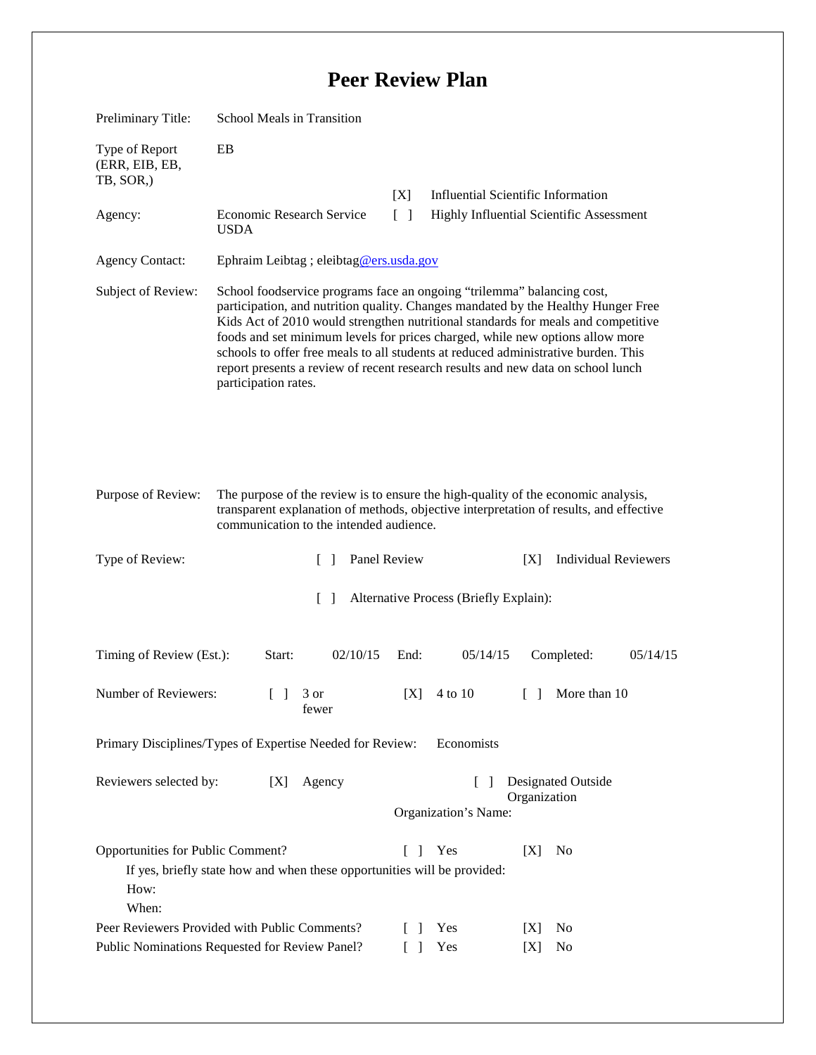# Peer Review Plan

Preliminary Title: School Meals in Transition

Type of Report (ERR, EIB, EB, TB, SOR,): EB

[X] Influential Scientific Information

[ ] Highly Influential Scientific Assessment

Agency: Economic Research Service USDA

Agency Contact: Ephraim Leibtag ; eleibtag@ers.usda.gov

Subject of Review: School foodservice programs face an ongoing "trilemma" balancing cost, participation, and nutrition quality. Changes mandated by the Healthy Hunger Free Kids Act of 2010 would strengthen nutritional standards for meals and competitive foods and set minimum levels for prices charged, while new options allow more schools to offer free meals to all students at reduced administrative burden. This report presents a review of recent research results and new data on school lunch participation rates.

Purpose of Review: The purpose of the review is to ensure the high-quality of the economic analysis, transparent explanation of methods, objective interpretation of results, and effective communication to the intended audience.

Type of Review: [ ] Panel Review [X] Individual Reviewers

[ ] Alternative Process (Briefly Explain):

Timing of Review (Est.): Start: 02/10/15 End: 05/14/15 Completed: 05/14/15

Number of Reviewers: [ ] 3 or fewer [X] 4 to 10 [ ] More than 10

Primary Disciplines/Types of Expertise Needed for Review: Economists

Reviewers selected by: [X] Agency [ ] Designated Outside Organization

Organization's Name:

Opportunities for Public Comment? [ ] Yes [X] No

If yes, briefly state how and when these opportunities will be provided:

How:

When:

Peer Reviewers Provided with Public Comments? [ ] Yes [X] No

Public Nominations Requested for Review Panel? [ ] Yes [X] No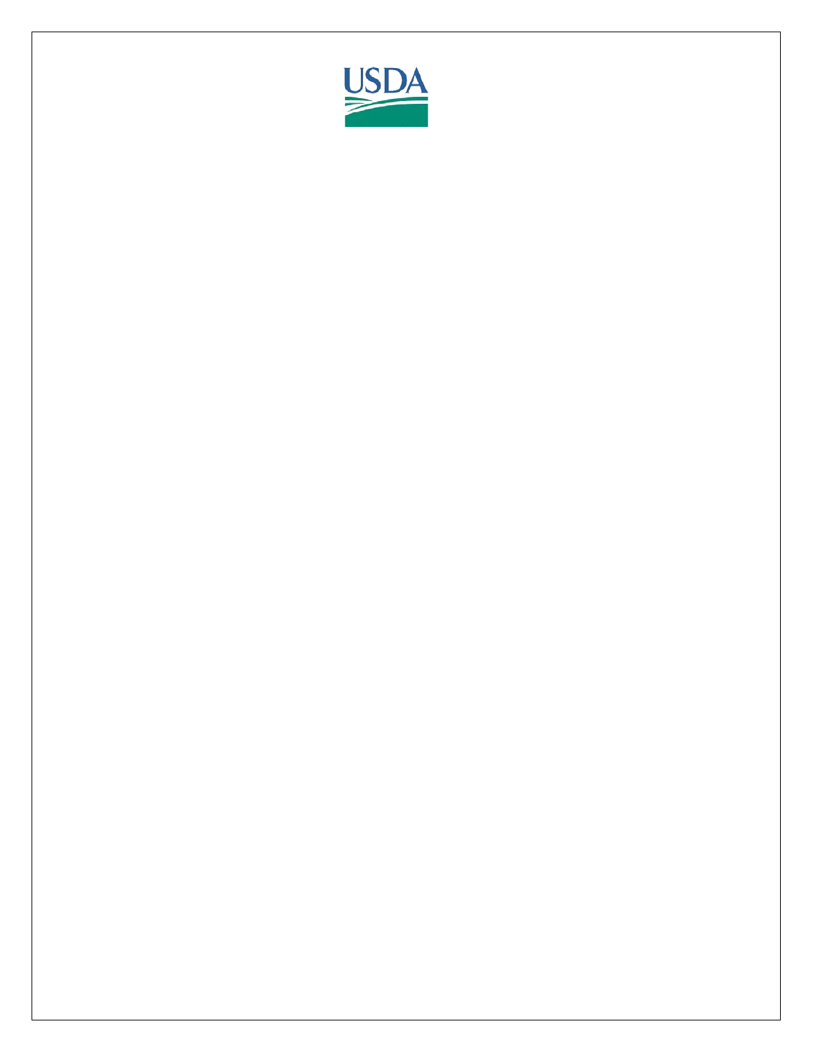USDA